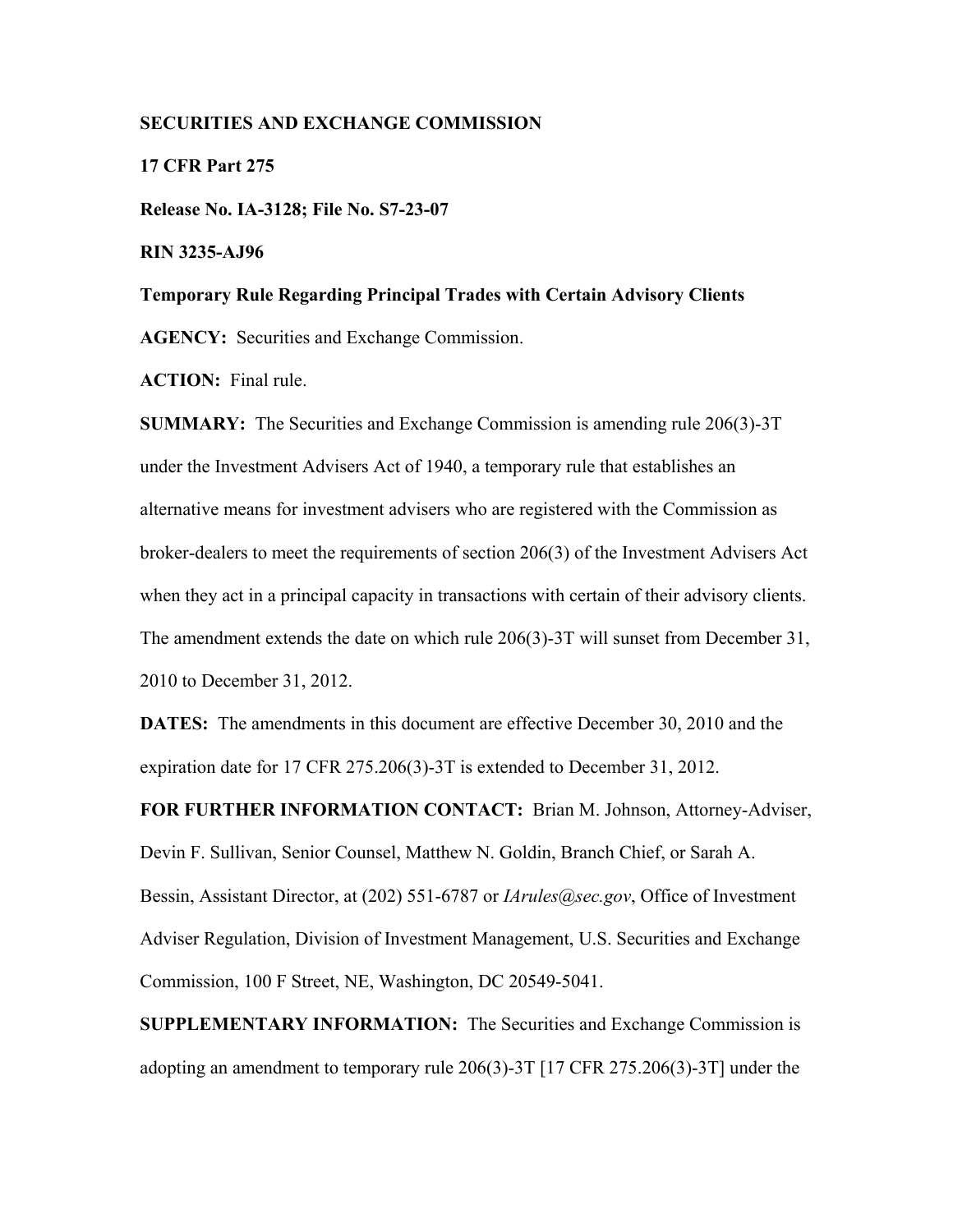**SECURITIES AND EXCHANGE COMMISSION**

**17 CFR Part 275**

**Release No. IA-3128; File No. S7-23-07**

**RIN 3235-AJ96**

**Temporary Rule Regarding Principal Trades with Certain Advisory Clients**

**AGENCY:** Securities and Exchange Commission.

**ACTION:** Final rule.

**SUMMARY:** The Securities and Exchange Commission is amending rule 206(3)-3T under the Investment Advisers Act of 1940, a temporary rule that establishes an alternative means for investment advisers who are registered with the Commission as broker-dealers to meet the requirements of section 206(3) of the Investment Advisers Act when they act in a principal capacity in transactions with certain of their advisory clients. The amendment extends the date on which rule 206(3)-3T will sunset from December 31, 2010 to December 31, 2012.

**DATES:** The amendments in this document are effective December 30, 2010 and the expiration date for 17 CFR 275.206(3)-3T is extended to December 31, 2012.

**FOR FURTHER INFORMATION CONTACT:** Brian M. Johnson, Attorney-Adviser, Devin F. Sullivan, Senior Counsel, Matthew N. Goldin, Branch Chief, or Sarah A. Bessin, Assistant Director, at (202) 551-6787 or *IArules@sec.gov*, Office of Investment Adviser Regulation, Division of Investment Management, U.S. Securities and Exchange Commission, 100 F Street, NE, Washington, DC 20549-5041.

**SUPPLEMENTARY INFORMATION:** The Securities and Exchange Commission is adopting an amendment to temporary rule 206(3)-3T [17 CFR 275.206(3)-3T] under the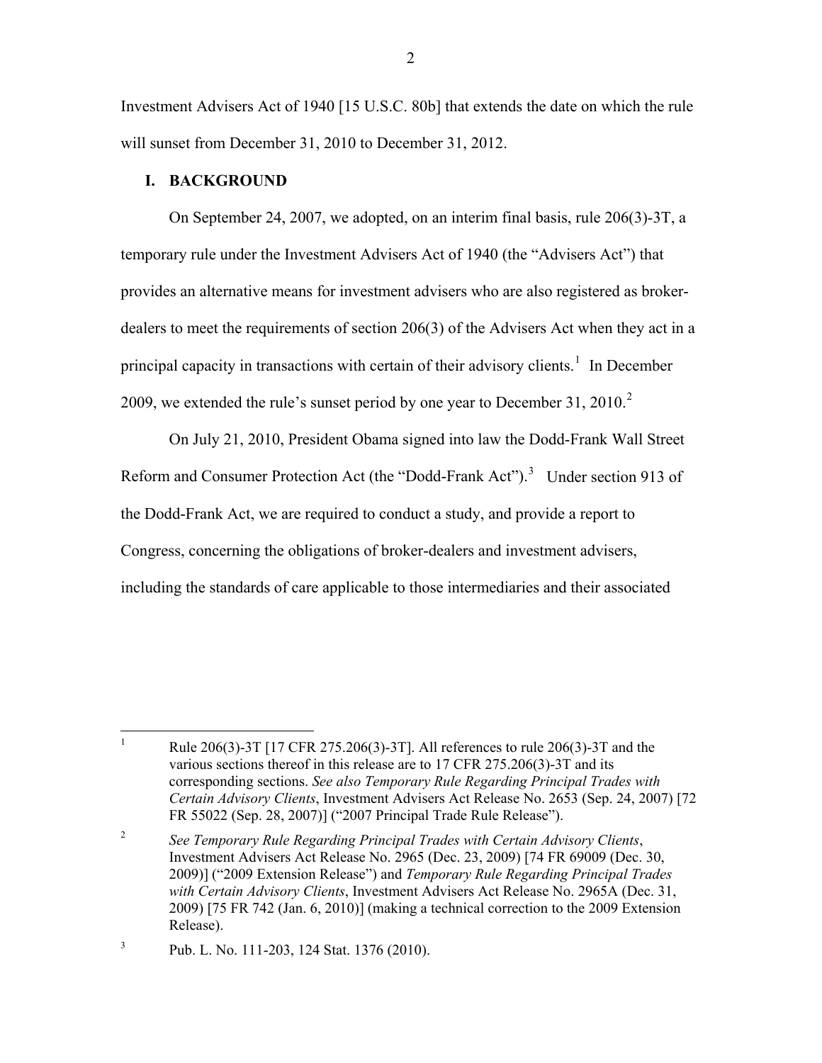Investment Advisers Act of 1940 [15 U.S.C. 80b] that extends the date on which the rule will sunset from December 31, 2010 to December 31, 2012.

## I. BACKGROUND

On September 24, 2007, we adopted, on an interim final basis, rule 206(3)-3T, a temporary rule under the Investment Advisers Act of 1940 (the "Advisers Act") that provides an alternative means for investment advisers who are also registered as broker-dealers to meet the requirements of section 206(3) of the Advisers Act when they act in a principal capacity in transactions with certain of their advisory clients.[1] In December 2009, we extended the rule's sunset period by one year to December 31, 2010.[2]

On July 21, 2010, President Obama signed into law the Dodd-Frank Wall Street Reform and Consumer Protection Act (the "Dodd-Frank Act").[3] Under section 913 of the Dodd-Frank Act, we are required to conduct a study, and provide a report to Congress, concerning the obligations of broker-dealers and investment advisers, including the standards of care applicable to those intermediaries and their associated

---

[1] Rule 206(3)-3T [17 CFR 275.206(3)-3T]. All references to rule 206(3)-3T and the various sections thereof in this release are to 17 CFR 275.206(3)-3T and its corresponding sections. *See also Temporary Rule Regarding Principal Trades with Certain Advisory Clients*, Investment Advisers Act Release No. 2653 (Sep. 24, 2007) [72 FR 55022 (Sep. 28, 2007)] ("2007 Principal Trade Rule Release").

[2] *See Temporary Rule Regarding Principal Trades with Certain Advisory Clients*, Investment Advisers Act Release No. 2965 (Dec. 23, 2009) [74 FR 69009 (Dec. 30, 2009)] ("2009 Extension Release") and *Temporary Rule Regarding Principal Trades with Certain Advisory Clients*, Investment Advisers Act Release No. 2965A (Dec. 31, 2009) [75 FR 742 (Jan. 6, 2010)] (making a technical correction to the 2009 Extension Release).

[3] Pub. L. No. 111-203, 124 Stat. 1376 (2010).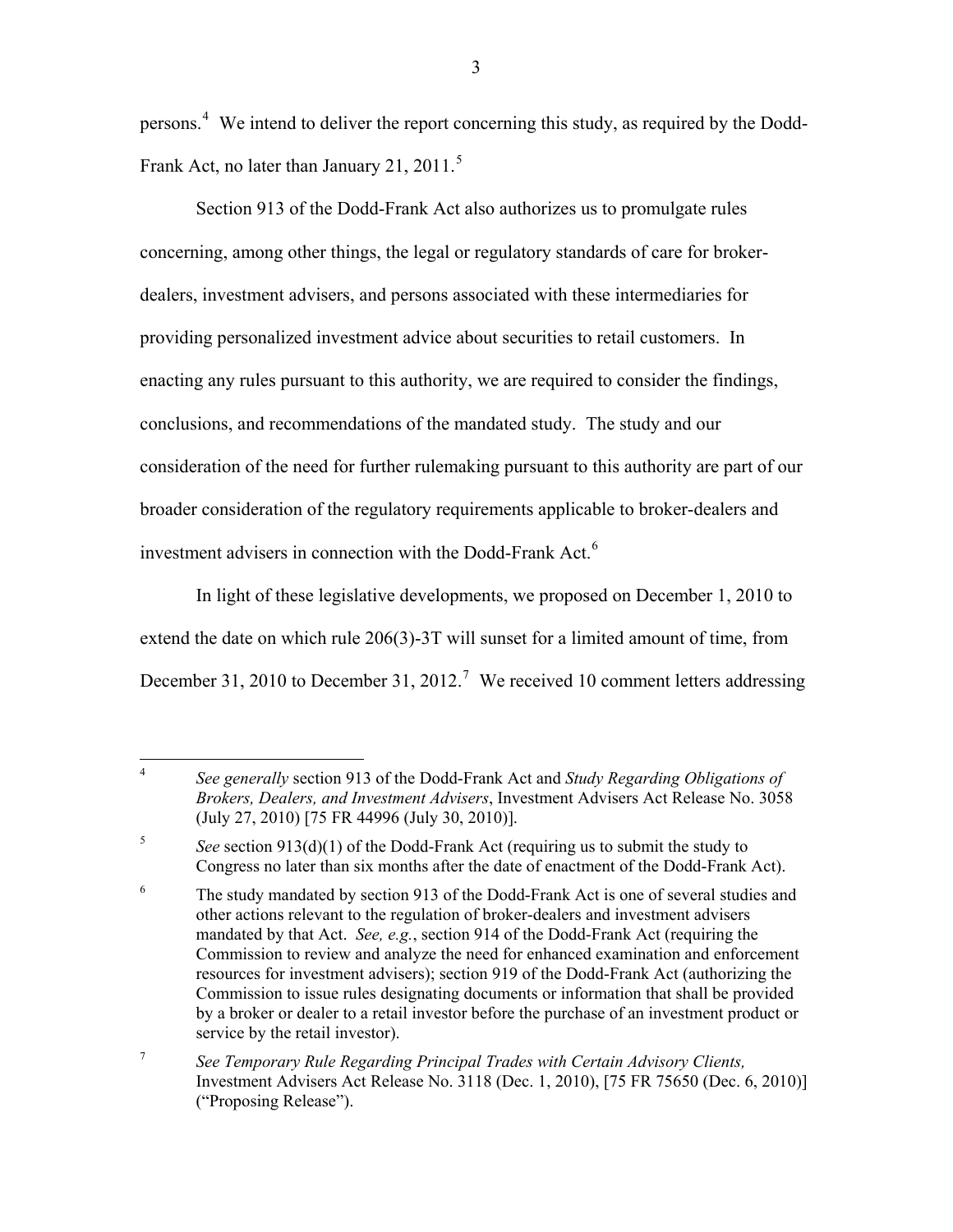persons.[4] We intend to deliver the report concerning this study, as required by the Dodd-Frank Act, no later than January 21, 2011.[5]

Section 913 of the Dodd-Frank Act also authorizes us to promulgate rules concerning, among other things, the legal or regulatory standards of care for broker-dealers, investment advisers, and persons associated with these intermediaries for providing personalized investment advice about securities to retail customers. In enacting any rules pursuant to this authority, we are required to consider the findings, conclusions, and recommendations of the mandated study. The study and our consideration of the need for further rulemaking pursuant to this authority are part of our broader consideration of the regulatory requirements applicable to broker-dealers and investment advisers in connection with the Dodd-Frank Act.[6]

In light of these legislative developments, we proposed on December 1, 2010 to extend the date on which rule 206(3)-3T will sunset for a limited amount of time, from December 31, 2010 to December 31, 2012.[7] We received 10 comment letters addressing

---

[4] *See generally* section 913 of the Dodd-Frank Act and *Study Regarding Obligations of Brokers, Dealers, and Investment Advisers*, Investment Advisers Act Release No. 3058 (July 27, 2010) [75 FR 44996 (July 30, 2010)].

[5] *See* section 913(d)(1) of the Dodd-Frank Act (requiring us to submit the study to Congress no later than six months after the date of enactment of the Dodd-Frank Act).

[6] The study mandated by section 913 of the Dodd-Frank Act is one of several studies and other actions relevant to the regulation of broker-dealers and investment advisers mandated by that Act. *See, e.g.*, section 914 of the Dodd-Frank Act (requiring the Commission to review and analyze the need for enhanced examination and enforcement resources for investment advisers); section 919 of the Dodd-Frank Act (authorizing the Commission to issue rules designating documents or information that shall be provided by a broker or dealer to a retail investor before the purchase of an investment product or service by the retail investor).

[7] *See Temporary Rule Regarding Principal Trades with Certain Advisory Clients,* Investment Advisers Act Release No. 3118 (Dec. 1, 2010), [75 FR 75650 (Dec. 6, 2010)] ("Proposing Release").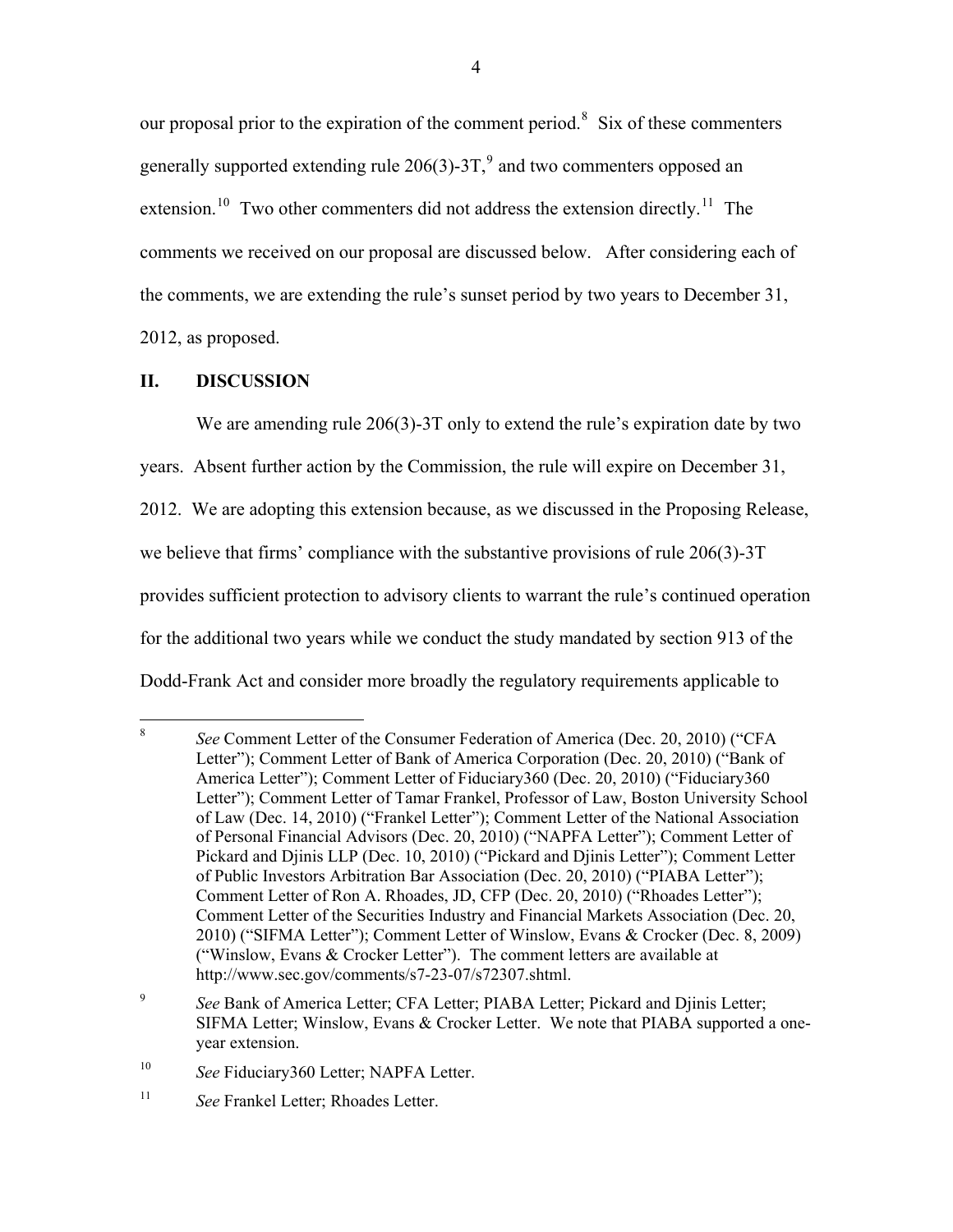our proposal prior to the expiration of the comment period.[8] Six of these commenters generally supported extending rule 206(3)-3T,[9] and two commenters opposed an extension.[10] Two other commenters did not address the extension directly.[11] The comments we received on our proposal are discussed below. After considering each of the comments, we are extending the rule's sunset period by two years to December 31, 2012, as proposed.

## II. DISCUSSION

We are amending rule 206(3)-3T only to extend the rule's expiration date by two years. Absent further action by the Commission, the rule will expire on December 31, 2012. We are adopting this extension because, as we discussed in the Proposing Release, we believe that firms' compliance with the substantive provisions of rule 206(3)-3T provides sufficient protection to advisory clients to warrant the rule's continued operation for the additional two years while we conduct the study mandated by section 913 of the Dodd-Frank Act and consider more broadly the regulatory requirements applicable to

---

[8] *See* Comment Letter of the Consumer Federation of America (Dec. 20, 2010) ("CFA Letter"); Comment Letter of Bank of America Corporation (Dec. 20, 2010) ("Bank of America Letter"); Comment Letter of Fiduciary360 (Dec. 20, 2010) ("Fiduciary360 Letter"); Comment Letter of Tamar Frankel, Professor of Law, Boston University School of Law (Dec. 14, 2010) ("Frankel Letter"); Comment Letter of the National Association of Personal Financial Advisors (Dec. 20, 2010) ("NAPFA Letter"); Comment Letter of Pickard and Djinis LLP (Dec. 10, 2010) ("Pickard and Djinis Letter"); Comment Letter of Public Investors Arbitration Bar Association (Dec. 20, 2010) ("PIABA Letter"); Comment Letter of Ron A. Rhoades, JD, CFP (Dec. 20, 2010) ("Rhoades Letter"); Comment Letter of the Securities Industry and Financial Markets Association (Dec. 20, 2010) ("SIFMA Letter"); Comment Letter of Winslow, Evans & Crocker (Dec. 8, 2009) ("Winslow, Evans & Crocker Letter"). The comment letters are available at http://www.sec.gov/comments/s7-23-07/s72307.shtml.

[9] *See* Bank of America Letter; CFA Letter; PIABA Letter; Pickard and Djinis Letter; SIFMA Letter; Winslow, Evans & Crocker Letter. We note that PIABA supported a one-year extension.

[10] *See* Fiduciary360 Letter; NAPFA Letter.

[11] *See* Frankel Letter; Rhoades Letter.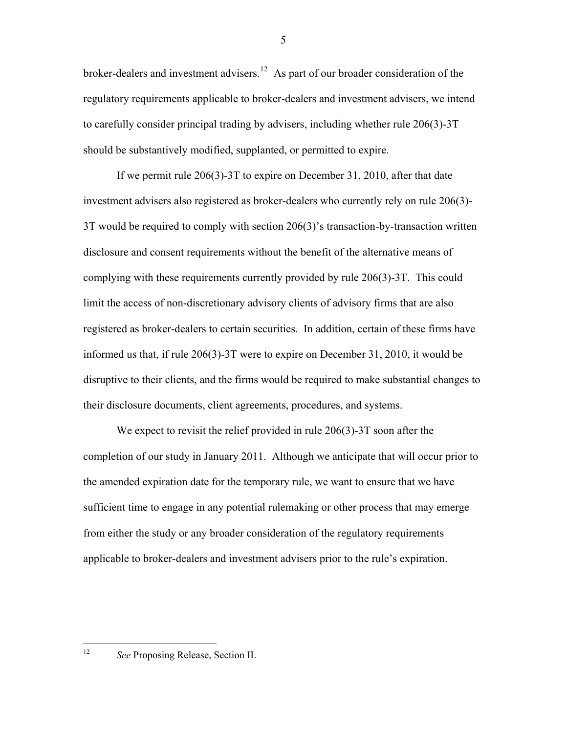broker-dealers and investment advisers.[12] As part of our broader consideration of the regulatory requirements applicable to broker-dealers and investment advisers, we intend to carefully consider principal trading by advisers, including whether rule 206(3)-3T should be substantively modified, supplanted, or permitted to expire.

If we permit rule 206(3)-3T to expire on December 31, 2010, after that date investment advisers also registered as broker-dealers who currently rely on rule 206(3)-3T would be required to comply with section 206(3)'s transaction-by-transaction written disclosure and consent requirements without the benefit of the alternative means of complying with these requirements currently provided by rule 206(3)-3T. This could limit the access of non-discretionary advisory clients of advisory firms that are also registered as broker-dealers to certain securities. In addition, certain of these firms have informed us that, if rule 206(3)-3T were to expire on December 31, 2010, it would be disruptive to their clients, and the firms would be required to make substantial changes to their disclosure documents, client agreements, procedures, and systems.

We expect to revisit the relief provided in rule 206(3)-3T soon after the completion of our study in January 2011. Although we anticipate that will occur prior to the amended expiration date for the temporary rule, we want to ensure that we have sufficient time to engage in any potential rulemaking or other process that may emerge from either the study or any broader consideration of the regulatory requirements applicable to broker-dealers and investment advisers prior to the rule's expiration.

---

[12] *See* Proposing Release, Section II.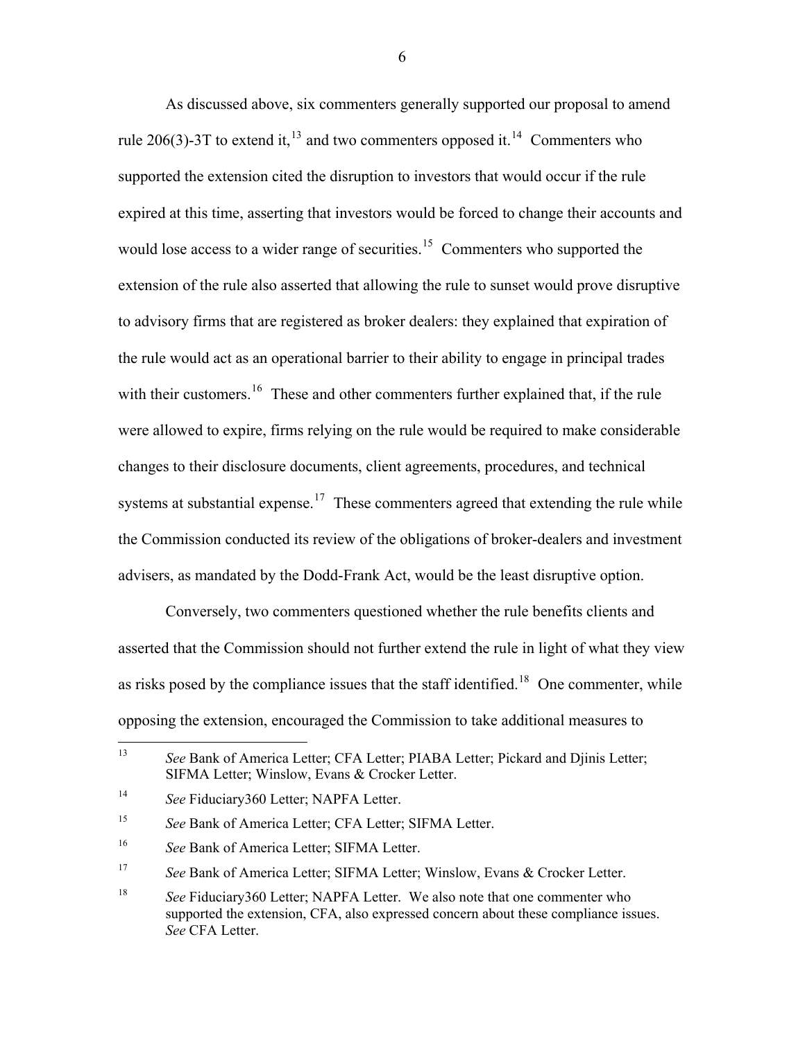As discussed above, six commenters generally supported our proposal to amend rule 206(3)-3T to extend it,[13] and two commenters opposed it.[14] Commenters who supported the extension cited the disruption to investors that would occur if the rule expired at this time, asserting that investors would be forced to change their accounts and would lose access to a wider range of securities.[15] Commenters who supported the extension of the rule also asserted that allowing the rule to sunset would prove disruptive to advisory firms that are registered as broker dealers: they explained that expiration of the rule would act as an operational barrier to their ability to engage in principal trades with their customers.[16] These and other commenters further explained that, if the rule were allowed to expire, firms relying on the rule would be required to make considerable changes to their disclosure documents, client agreements, procedures, and technical systems at substantial expense.[17] These commenters agreed that extending the rule while the Commission conducted its review of the obligations of broker-dealers and investment advisers, as mandated by the Dodd-Frank Act, would be the least disruptive option.

Conversely, two commenters questioned whether the rule benefits clients and asserted that the Commission should not further extend the rule in light of what they view as risks posed by the compliance issues that the staff identified.[18] One commenter, while opposing the extension, encouraged the Commission to take additional measures to

---

[13] *See* Bank of America Letter; CFA Letter; PIABA Letter; Pickard and Djinis Letter; SIFMA Letter; Winslow, Evans & Crocker Letter.

[14] *See* Fiduciary360 Letter; NAPFA Letter.

[15] *See* Bank of America Letter; CFA Letter; SIFMA Letter.

[16] *See* Bank of America Letter; SIFMA Letter.

[17] *See* Bank of America Letter; SIFMA Letter; Winslow, Evans & Crocker Letter.

[18] *See* Fiduciary360 Letter; NAPFA Letter. We also note that one commenter who supported the extension, CFA, also expressed concern about these compliance issues. *See* CFA Letter.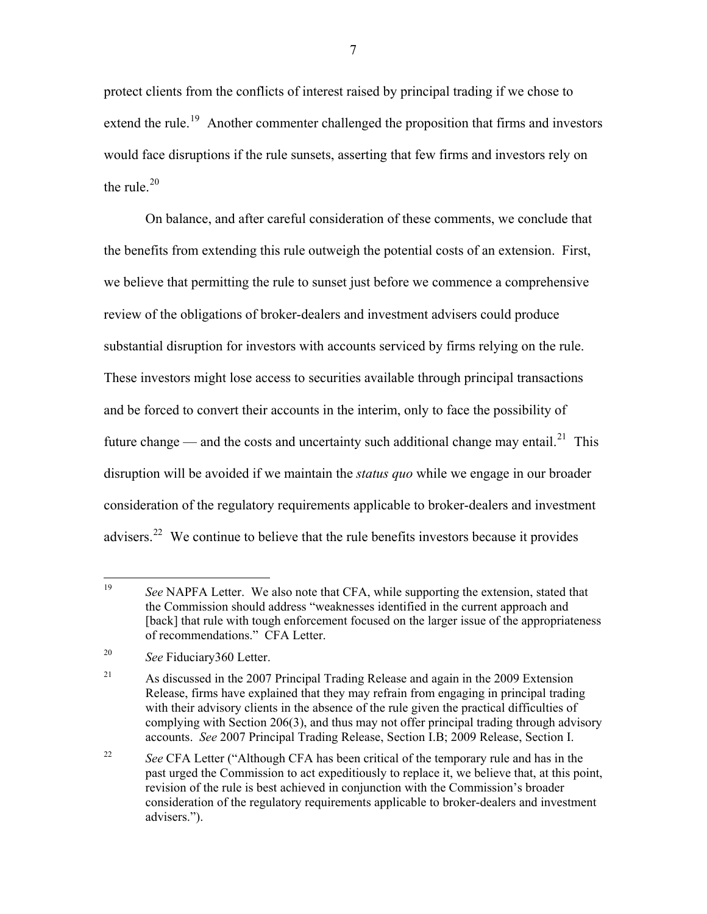protect clients from the conflicts of interest raised by principal trading if we chose to extend the rule.[19] Another commenter challenged the proposition that firms and investors would face disruptions if the rule sunsets, asserting that few firms and investors rely on the rule.[20]

On balance, and after careful consideration of these comments, we conclude that the benefits from extending this rule outweigh the potential costs of an extension. First, we believe that permitting the rule to sunset just before we commence a comprehensive review of the obligations of broker-dealers and investment advisers could produce substantial disruption for investors with accounts serviced by firms relying on the rule. These investors might lose access to securities available through principal transactions and be forced to convert their accounts in the interim, only to face the possibility of future change — and the costs and uncertainty such additional change may entail.[21] This disruption will be avoided if we maintain the *status quo* while we engage in our broader consideration of the regulatory requirements applicable to broker-dealers and investment advisers.[22] We continue to believe that the rule benefits investors because it provides

---

[19] *See* NAPFA Letter. We also note that CFA, while supporting the extension, stated that the Commission should address "weaknesses identified in the current approach and [back] that rule with tough enforcement focused on the larger issue of the appropriateness of recommendations." CFA Letter.

[20] *See* Fiduciary360 Letter.

[21] As discussed in the 2007 Principal Trading Release and again in the 2009 Extension Release, firms have explained that they may refrain from engaging in principal trading with their advisory clients in the absence of the rule given the practical difficulties of complying with Section 206(3), and thus may not offer principal trading through advisory accounts. *See* 2007 Principal Trading Release, Section I.B; 2009 Release, Section I.

[22] *See* CFA Letter ("Although CFA has been critical of the temporary rule and has in the past urged the Commission to act expeditiously to replace it, we believe that, at this point, revision of the rule is best achieved in conjunction with the Commission's broader consideration of the regulatory requirements applicable to broker-dealers and investment advisers.").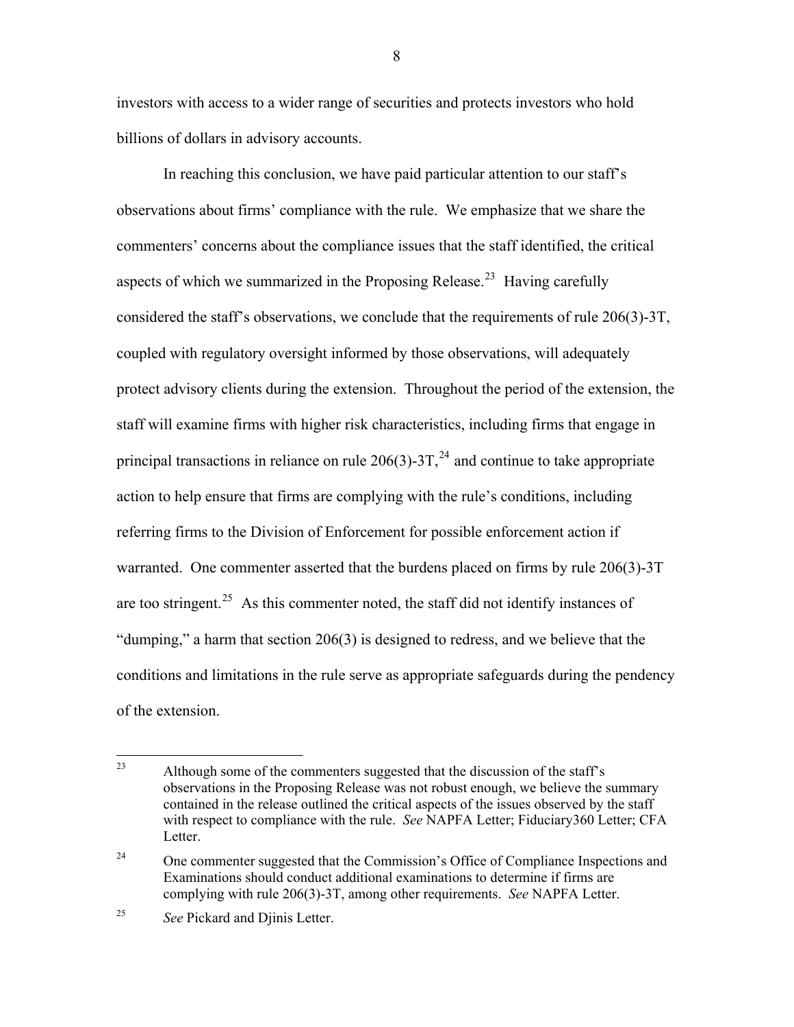investors with access to a wider range of securities and protects investors who hold billions of dollars in advisory accounts.

In reaching this conclusion, we have paid particular attention to our staff's observations about firms' compliance with the rule. We emphasize that we share the commenters' concerns about the compliance issues that the staff identified, the critical aspects of which we summarized in the Proposing Release.[23] Having carefully considered the staff's observations, we conclude that the requirements of rule 206(3)-3T, coupled with regulatory oversight informed by those observations, will adequately protect advisory clients during the extension. Throughout the period of the extension, the staff will examine firms with higher risk characteristics, including firms that engage in principal transactions in reliance on rule 206(3)-3T,[24] and continue to take appropriate action to help ensure that firms are complying with the rule's conditions, including referring firms to the Division of Enforcement for possible enforcement action if warranted. One commenter asserted that the burdens placed on firms by rule 206(3)-3T are too stringent.[25] As this commenter noted, the staff did not identify instances of "dumping," a harm that section 206(3) is designed to redress, and we believe that the conditions and limitations in the rule serve as appropriate safeguards during the pendency of the extension.

---

[23] Although some of the commenters suggested that the discussion of the staff's observations in the Proposing Release was not robust enough, we believe the summary contained in the release outlined the critical aspects of the issues observed by the staff with respect to compliance with the rule. *See* NAPFA Letter; Fiduciary360 Letter; CFA Letter.

[24] One commenter suggested that the Commission's Office of Compliance Inspections and Examinations should conduct additional examinations to determine if firms are complying with rule 206(3)-3T, among other requirements. *See* NAPFA Letter.

[25] *See* Pickard and Djinis Letter.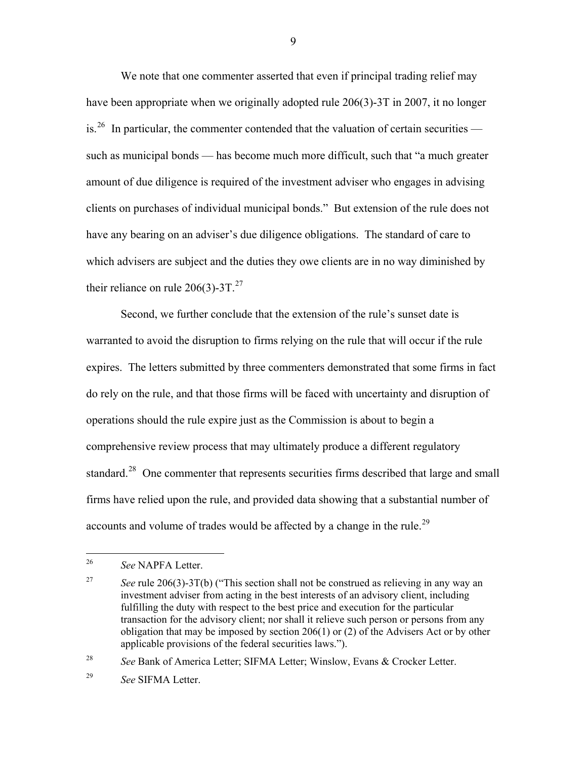We note that one commenter asserted that even if principal trading relief may have been appropriate when we originally adopted rule 206(3)-3T in 2007, it no longer is.[26] In particular, the commenter contended that the valuation of certain securities — such as municipal bonds — has become much more difficult, such that "a much greater amount of due diligence is required of the investment adviser who engages in advising clients on purchases of individual municipal bonds." But extension of the rule does not have any bearing on an adviser's due diligence obligations. The standard of care to which advisers are subject and the duties they owe clients are in no way diminished by their reliance on rule 206(3)-3T.[27]

Second, we further conclude that the extension of the rule's sunset date is warranted to avoid the disruption to firms relying on the rule that will occur if the rule expires. The letters submitted by three commenters demonstrated that some firms in fact do rely on the rule, and that those firms will be faced with uncertainty and disruption of operations should the rule expire just as the Commission is about to begin a comprehensive review process that may ultimately produce a different regulatory standard.[28] One commenter that represents securities firms described that large and small firms have relied upon the rule, and provided data showing that a substantial number of accounts and volume of trades would be affected by a change in the rule.[29]

---

[26] *See* NAPFA Letter.

[27] *See* rule 206(3)-3T(b) ("This section shall not be construed as relieving in any way an investment adviser from acting in the best interests of an advisory client, including fulfilling the duty with respect to the best price and execution for the particular transaction for the advisory client; nor shall it relieve such person or persons from any obligation that may be imposed by section 206(1) or (2) of the Advisers Act or by other applicable provisions of the federal securities laws.").

[28] *See* Bank of America Letter; SIFMA Letter; Winslow, Evans & Crocker Letter.

[29] *See* SIFMA Letter.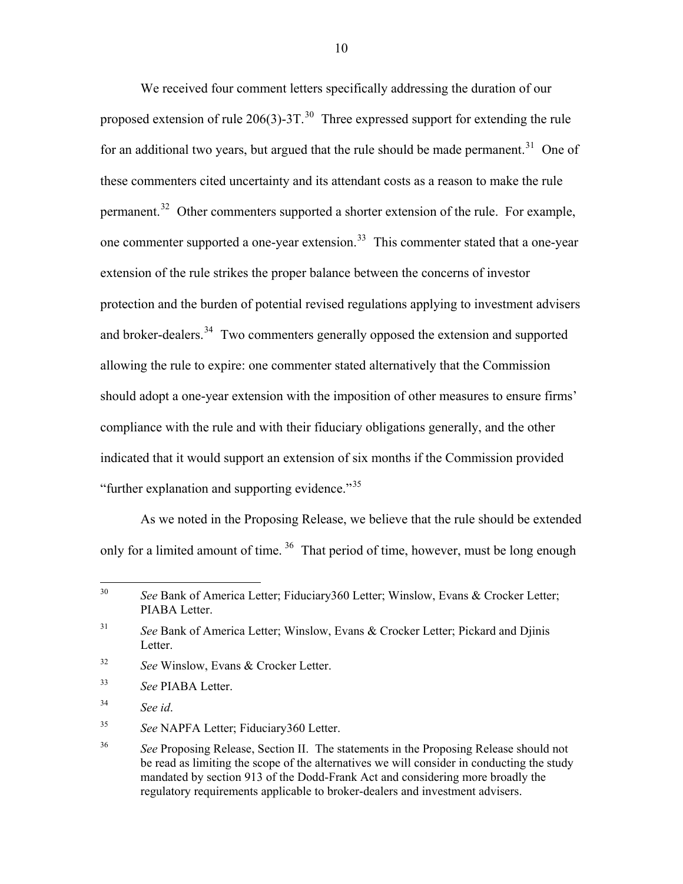We received four comment letters specifically addressing the duration of our proposed extension of rule 206(3)-3T.[30] Three expressed support for extending the rule for an additional two years, but argued that the rule should be made permanent.[31] One of these commenters cited uncertainty and its attendant costs as a reason to make the rule permanent.[32] Other commenters supported a shorter extension of the rule. For example, one commenter supported a one-year extension.[33] This commenter stated that a one-year extension of the rule strikes the proper balance between the concerns of investor protection and the burden of potential revised regulations applying to investment advisers and broker-dealers.[34] Two commenters generally opposed the extension and supported allowing the rule to expire: one commenter stated alternatively that the Commission should adopt a one-year extension with the imposition of other measures to ensure firms' compliance with the rule and with their fiduciary obligations generally, and the other indicated that it would support an extension of six months if the Commission provided "further explanation and supporting evidence."[35]

As we noted in the Proposing Release, we believe that the rule should be extended only for a limited amount of time.[36] That period of time, however, must be long enough

---

[30] *See* Bank of America Letter; Fiduciary360 Letter; Winslow, Evans & Crocker Letter; PIABA Letter.

[31] *See* Bank of America Letter; Winslow, Evans & Crocker Letter; Pickard and Djinis Letter.

[32] *See* Winslow, Evans & Crocker Letter.

[33] *See* PIABA Letter.

[34] *See id*.

[35] *See* NAPFA Letter; Fiduciary360 Letter.

[36] *See* Proposing Release, Section II. The statements in the Proposing Release should not be read as limiting the scope of the alternatives we will consider in conducting the study mandated by section 913 of the Dodd-Frank Act and considering more broadly the regulatory requirements applicable to broker-dealers and investment advisers.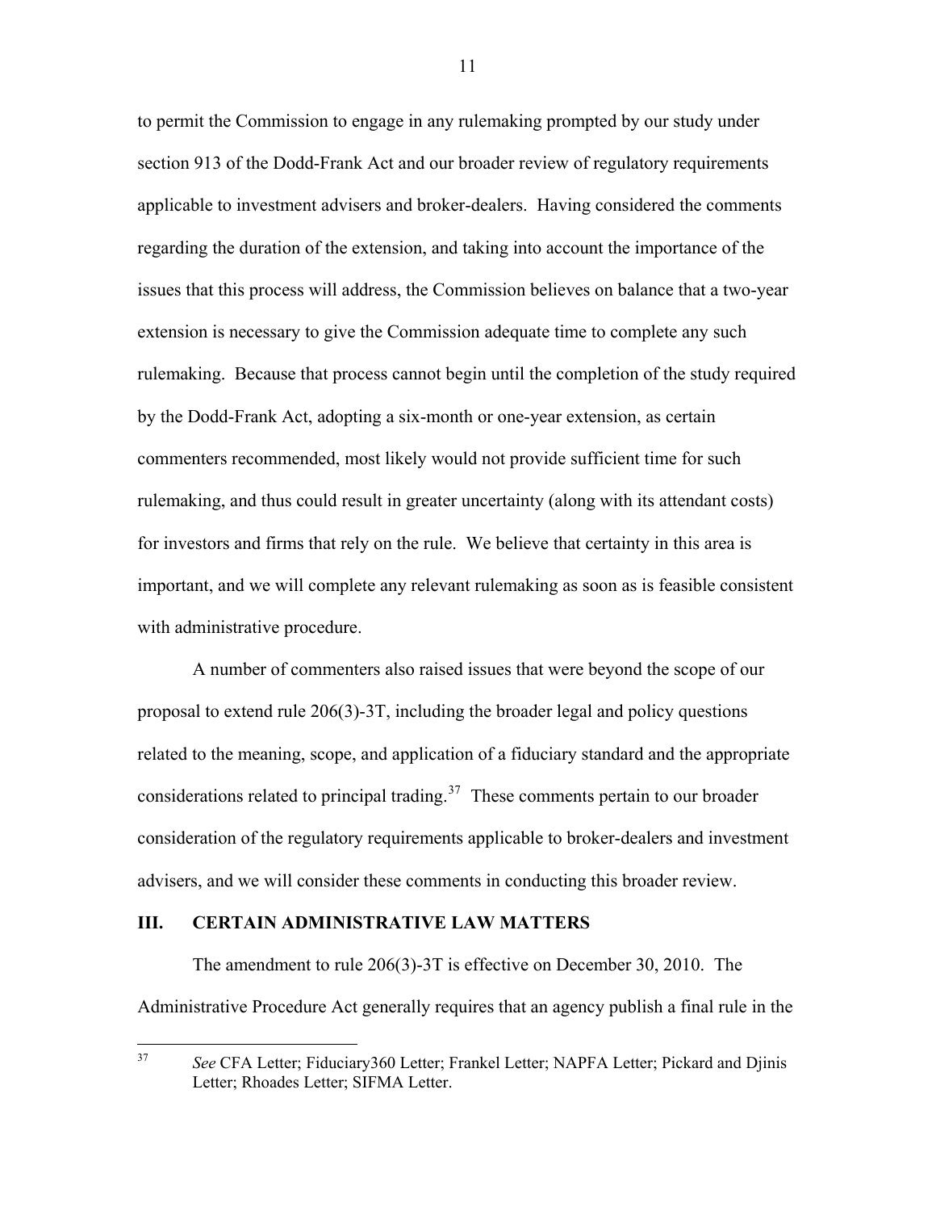to permit the Commission to engage in any rulemaking prompted by our study under section 913 of the Dodd-Frank Act and our broader review of regulatory requirements applicable to investment advisers and broker-dealers. Having considered the comments regarding the duration of the extension, and taking into account the importance of the issues that this process will address, the Commission believes on balance that a two-year extension is necessary to give the Commission adequate time to complete any such rulemaking. Because that process cannot begin until the completion of the study required by the Dodd-Frank Act, adopting a six-month or one-year extension, as certain commenters recommended, most likely would not provide sufficient time for such rulemaking, and thus could result in greater uncertainty (along with its attendant costs) for investors and firms that rely on the rule. We believe that certainty in this area is important, and we will complete any relevant rulemaking as soon as is feasible consistent with administrative procedure.

A number of commenters also raised issues that were beyond the scope of our proposal to extend rule 206(3)-3T, including the broader legal and policy questions related to the meaning, scope, and application of a fiduciary standard and the appropriate considerations related to principal trading.[37] These comments pertain to our broader consideration of the regulatory requirements applicable to broker-dealers and investment advisers, and we will consider these comments in conducting this broader review.

## III. CERTAIN ADMINISTRATIVE LAW MATTERS

The amendment to rule 206(3)-3T is effective on December 30, 2010. The Administrative Procedure Act generally requires that an agency publish a final rule in the

---

[37] *See* CFA Letter; Fiduciary360 Letter; Frankel Letter; NAPFA Letter; Pickard and Djinis Letter; Rhoades Letter; SIFMA Letter.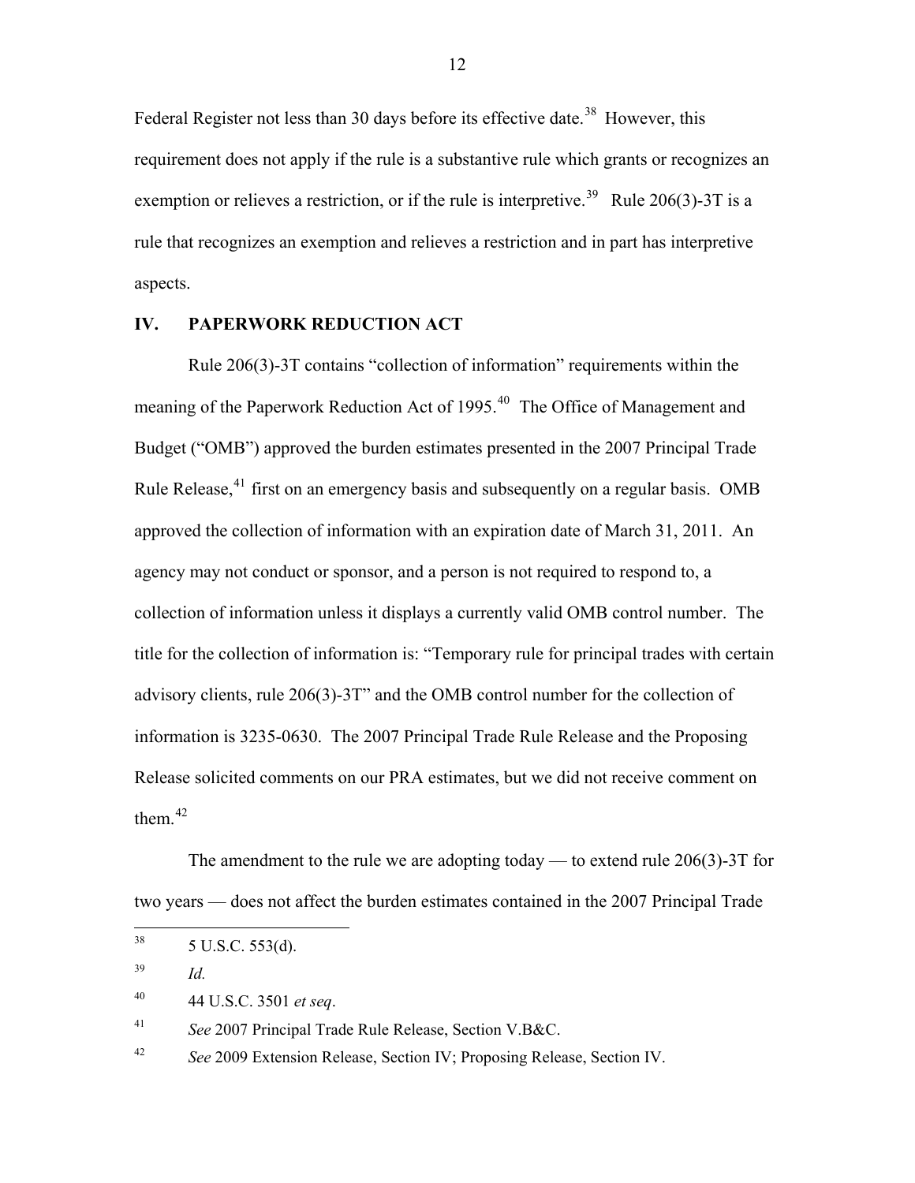Federal Register not less than 30 days before its effective date.[38] However, this requirement does not apply if the rule is a substantive rule which grants or recognizes an exemption or relieves a restriction, or if the rule is interpretive.[39] Rule 206(3)-3T is a rule that recognizes an exemption and relieves a restriction and in part has interpretive aspects.

## IV. PAPERWORK REDUCTION ACT

Rule 206(3)-3T contains "collection of information" requirements within the meaning of the Paperwork Reduction Act of 1995.[40] The Office of Management and Budget ("OMB") approved the burden estimates presented in the 2007 Principal Trade Rule Release,[41] first on an emergency basis and subsequently on a regular basis. OMB approved the collection of information with an expiration date of March 31, 2011. An agency may not conduct or sponsor, and a person is not required to respond to, a collection of information unless it displays a currently valid OMB control number. The title for the collection of information is: "Temporary rule for principal trades with certain advisory clients, rule 206(3)-3T" and the OMB control number for the collection of information is 3235-0630. The 2007 Principal Trade Rule Release and the Proposing Release solicited comments on our PRA estimates, but we did not receive comment on them.[42]

The amendment to the rule we are adopting today — to extend rule 206(3)-3T for two years — does not affect the burden estimates contained in the 2007 Principal Trade

---

[38] 5 U.S.C. 553(d).

[39] *Id.*

[40] 44 U.S.C. 3501 *et seq*.

[41] *See* 2007 Principal Trade Rule Release, Section V.B&C.

[42] *See* 2009 Extension Release, Section IV; Proposing Release, Section IV.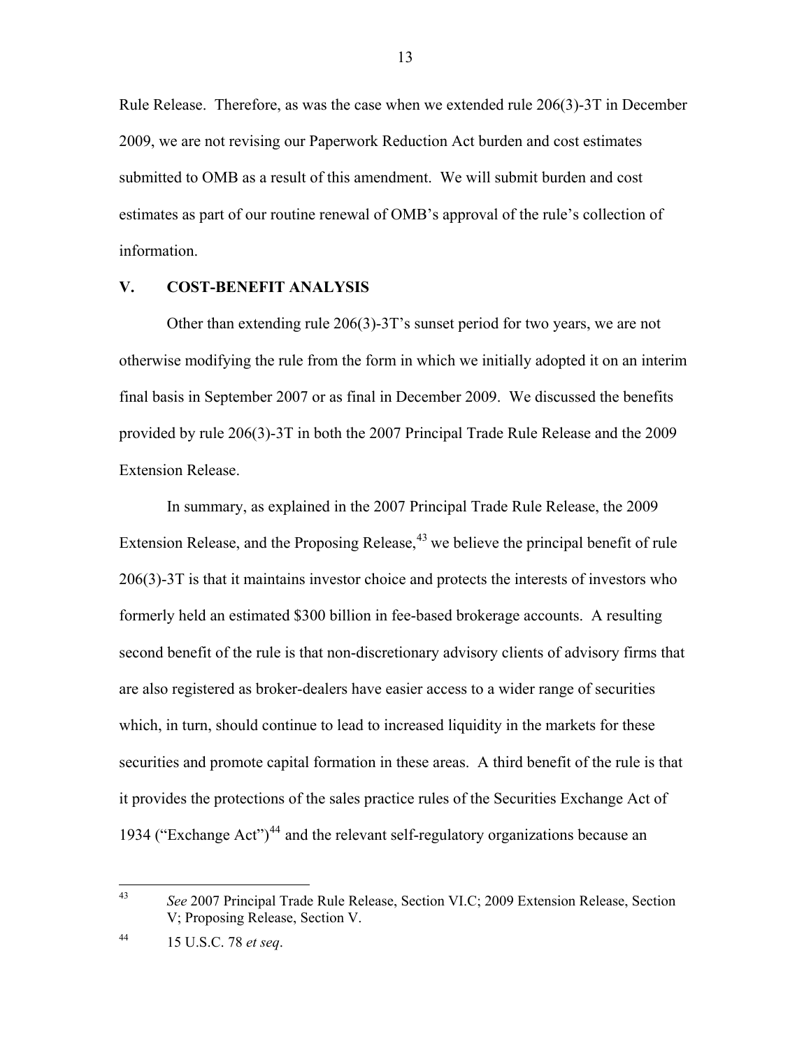Rule Release. Therefore, as was the case when we extended rule 206(3)-3T in December 2009, we are not revising our Paperwork Reduction Act burden and cost estimates submitted to OMB as a result of this amendment. We will submit burden and cost estimates as part of our routine renewal of OMB's approval of the rule's collection of information.

## V. COST-BENEFIT ANALYSIS

Other than extending rule 206(3)-3T's sunset period for two years, we are not otherwise modifying the rule from the form in which we initially adopted it on an interim final basis in September 2007 or as final in December 2009. We discussed the benefits provided by rule 206(3)-3T in both the 2007 Principal Trade Rule Release and the 2009 Extension Release.

In summary, as explained in the 2007 Principal Trade Rule Release, the 2009 Extension Release, and the Proposing Release,[43] we believe the principal benefit of rule 206(3)-3T is that it maintains investor choice and protects the interests of investors who formerly held an estimated $300 billion in fee-based brokerage accounts. A resulting second benefit of the rule is that non-discretionary advisory clients of advisory firms that are also registered as broker-dealers have easier access to a wider range of securities which, in turn, should continue to lead to increased liquidity in the markets for these securities and promote capital formation in these areas. A third benefit of the rule is that it provides the protections of the sales practice rules of the Securities Exchange Act of 1934 ("Exchange Act")[44] and the relevant self-regulatory organizations because an

---

[43] *See* 2007 Principal Trade Rule Release, Section VI.C; 2009 Extension Release, Section V; Proposing Release, Section V.

[44] 15 U.S.C. 78 *et seq*.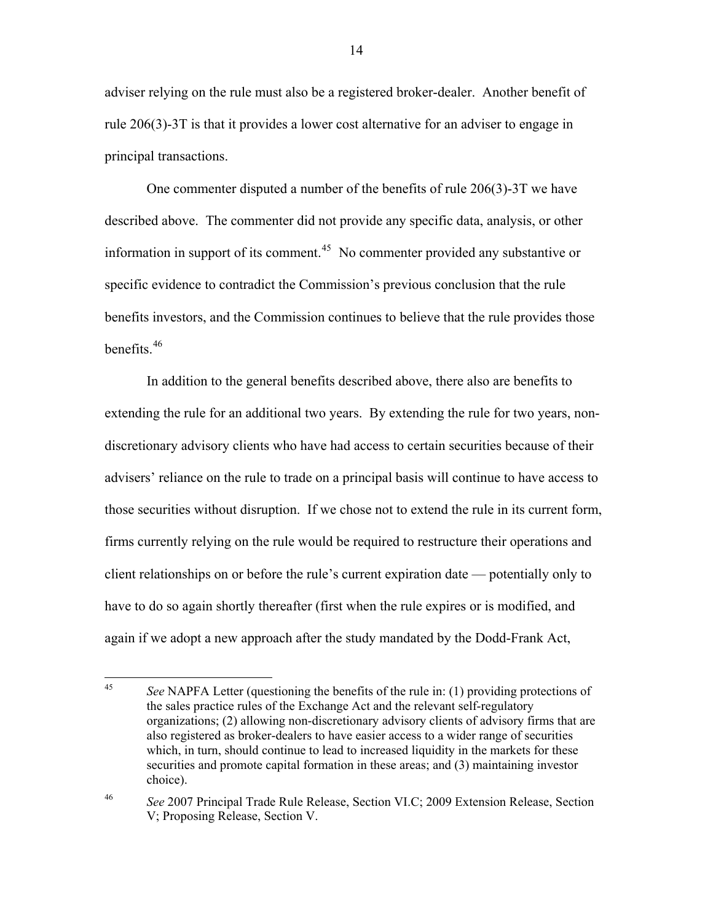adviser relying on the rule must also be a registered broker-dealer. Another benefit of rule 206(3)-3T is that it provides a lower cost alternative for an adviser to engage in principal transactions.

One commenter disputed a number of the benefits of rule 206(3)-3T we have described above. The commenter did not provide any specific data, analysis, or other information in support of its comment.[45] No commenter provided any substantive or specific evidence to contradict the Commission's previous conclusion that the rule benefits investors, and the Commission continues to believe that the rule provides those benefits.[46]

In addition to the general benefits described above, there also are benefits to extending the rule for an additional two years. By extending the rule for two years, non-discretionary advisory clients who have had access to certain securities because of their advisers' reliance on the rule to trade on a principal basis will continue to have access to those securities without disruption. If we chose not to extend the rule in its current form, firms currently relying on the rule would be required to restructure their operations and client relationships on or before the rule's current expiration date — potentially only to have to do so again shortly thereafter (first when the rule expires or is modified, and again if we adopt a new approach after the study mandated by the Dodd-Frank Act,

---

[45] *See* NAPFA Letter (questioning the benefits of the rule in: (1) providing protections of the sales practice rules of the Exchange Act and the relevant self-regulatory organizations; (2) allowing non-discretionary advisory clients of advisory firms that are also registered as broker-dealers to have easier access to a wider range of securities which, in turn, should continue to lead to increased liquidity in the markets for these securities and promote capital formation in these areas; and (3) maintaining investor choice).

[46] *See* 2007 Principal Trade Rule Release, Section VI.C; 2009 Extension Release, Section V; Proposing Release, Section V.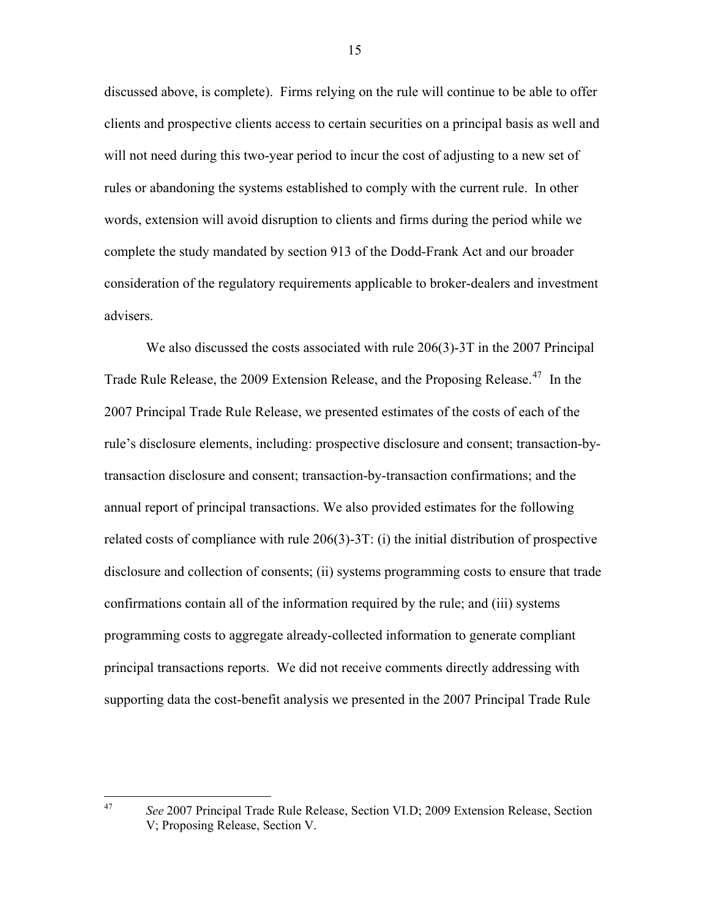discussed above, is complete). Firms relying on the rule will continue to be able to offer clients and prospective clients access to certain securities on a principal basis as well and will not need during this two-year period to incur the cost of adjusting to a new set of rules or abandoning the systems established to comply with the current rule. In other words, extension will avoid disruption to clients and firms during the period while we complete the study mandated by section 913 of the Dodd-Frank Act and our broader consideration of the regulatory requirements applicable to broker-dealers and investment advisers.

We also discussed the costs associated with rule 206(3)-3T in the 2007 Principal Trade Rule Release, the 2009 Extension Release, and the Proposing Release.[47] In the 2007 Principal Trade Rule Release, we presented estimates of the costs of each of the rule's disclosure elements, including: prospective disclosure and consent; transaction-by-transaction disclosure and consent; transaction-by-transaction confirmations; and the annual report of principal transactions. We also provided estimates for the following related costs of compliance with rule 206(3)-3T: (i) the initial distribution of prospective disclosure and collection of consents; (ii) systems programming costs to ensure that trade confirmations contain all of the information required by the rule; and (iii) systems programming costs to aggregate already-collected information to generate compliant principal transactions reports. We did not receive comments directly addressing with supporting data the cost-benefit analysis we presented in the 2007 Principal Trade Rule

[47] *See* 2007 Principal Trade Rule Release, Section VI.D; 2009 Extension Release, Section V; Proposing Release, Section V.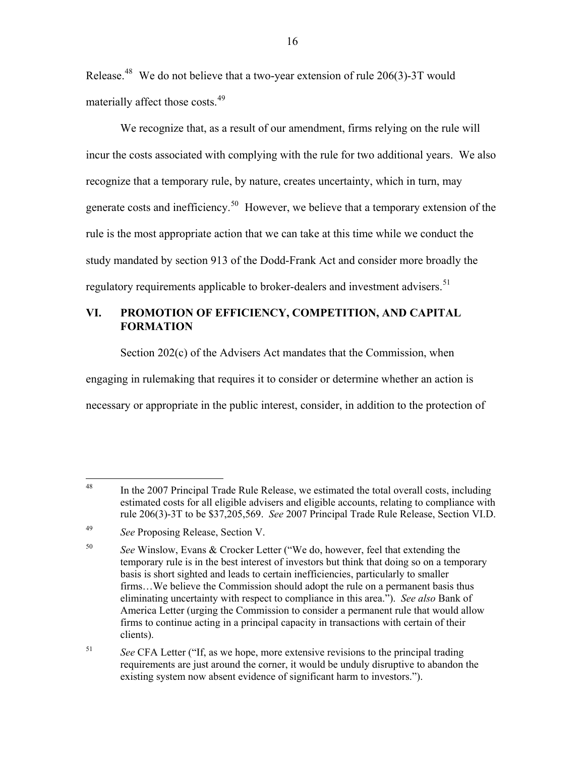Release.[48] We do not believe that a two-year extension of rule 206(3)-3T would materially affect those costs.[49]

We recognize that, as a result of our amendment, firms relying on the rule will incur the costs associated with complying with the rule for two additional years. We also recognize that a temporary rule, by nature, creates uncertainty, which in turn, may generate costs and inefficiency.[50] However, we believe that a temporary extension of the rule is the most appropriate action that we can take at this time while we conduct the study mandated by section 913 of the Dodd-Frank Act and consider more broadly the regulatory requirements applicable to broker-dealers and investment advisers.[51]

## VI. PROMOTION OF EFFICIENCY, COMPETITION, AND CAPITAL FORMATION

Section 202(c) of the Advisers Act mandates that the Commission, when engaging in rulemaking that requires it to consider or determine whether an action is necessary or appropriate in the public interest, consider, in addition to the protection of

---

[48] In the 2007 Principal Trade Rule Release, we estimated the total overall costs, including estimated costs for all eligible advisers and eligible accounts, relating to compliance with rule 206(3)-3T to be $37,205,569. *See* 2007 Principal Trade Rule Release, Section VI.D.

[49] *See* Proposing Release, Section V.

[50] *See* Winslow, Evans & Crocker Letter ("We do, however, feel that extending the temporary rule is in the best interest of investors but think that doing so on a temporary basis is short sighted and leads to certain inefficiencies, particularly to smaller firms…We believe the Commission should adopt the rule on a permanent basis thus eliminating uncertainty with respect to compliance in this area."). *See also* Bank of America Letter (urging the Commission to consider a permanent rule that would allow firms to continue acting in a principal capacity in transactions with certain of their clients).

[51] *See* CFA Letter ("If, as we hope, more extensive revisions to the principal trading requirements are just around the corner, it would be unduly disruptive to abandon the existing system now absent evidence of significant harm to investors.").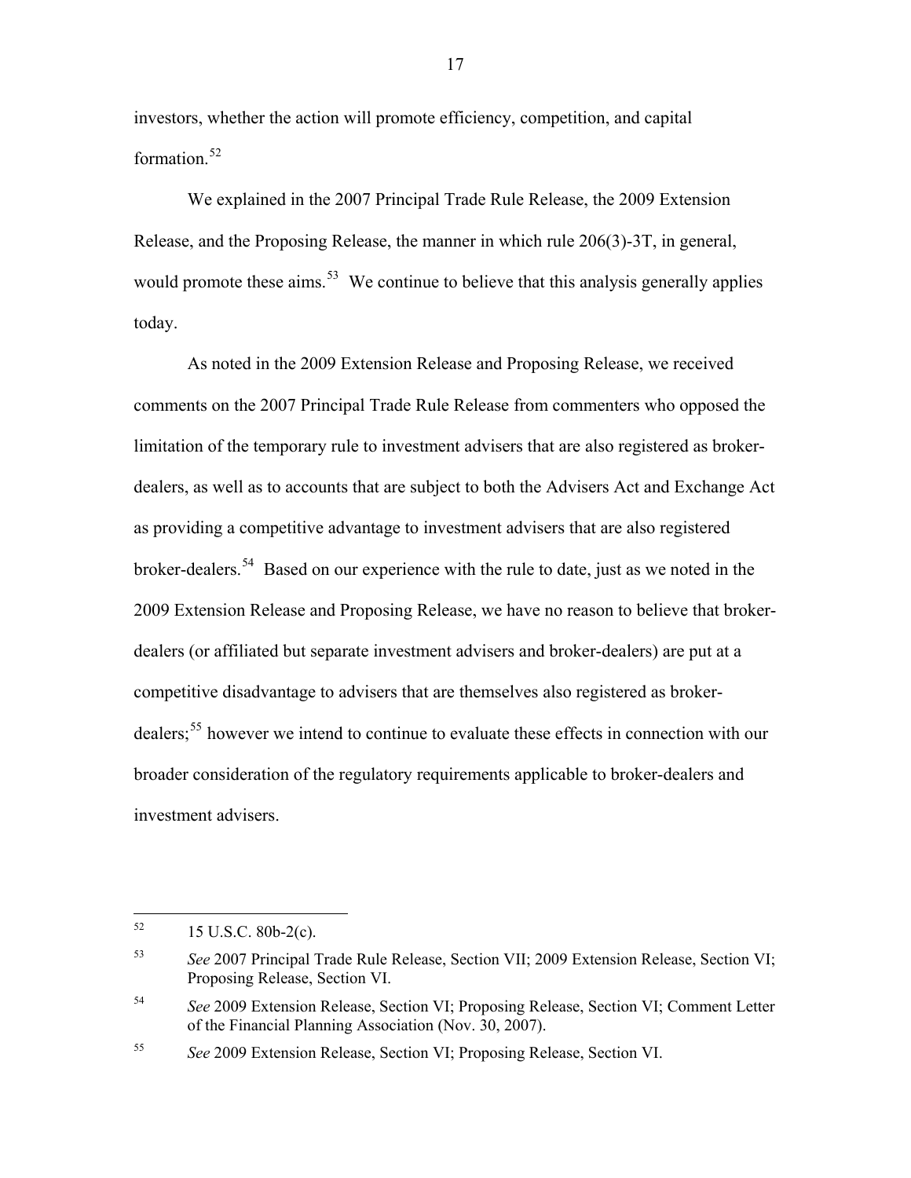investors, whether the action will promote efficiency, competition, and capital formation.[52]

We explained in the 2007 Principal Trade Rule Release, the 2009 Extension Release, and the Proposing Release, the manner in which rule 206(3)-3T, in general, would promote these aims.[53] We continue to believe that this analysis generally applies today.

As noted in the 2009 Extension Release and Proposing Release, we received comments on the 2007 Principal Trade Rule Release from commenters who opposed the limitation of the temporary rule to investment advisers that are also registered as broker-dealers, as well as to accounts that are subject to both the Advisers Act and Exchange Act as providing a competitive advantage to investment advisers that are also registered broker-dealers.[54] Based on our experience with the rule to date, just as we noted in the 2009 Extension Release and Proposing Release, we have no reason to believe that broker-dealers (or affiliated but separate investment advisers and broker-dealers) are put at a competitive disadvantage to advisers that are themselves also registered as broker-dealers;[55] however we intend to continue to evaluate these effects in connection with our broader consideration of the regulatory requirements applicable to broker-dealers and investment advisers.

---

[52] 15 U.S.C. 80b-2(c).

[53] *See* 2007 Principal Trade Rule Release, Section VII; 2009 Extension Release, Section VI; Proposing Release, Section VI.

[54] *See* 2009 Extension Release, Section VI; Proposing Release, Section VI; Comment Letter of the Financial Planning Association (Nov. 30, 2007).

[55] *See* 2009 Extension Release, Section VI; Proposing Release, Section VI.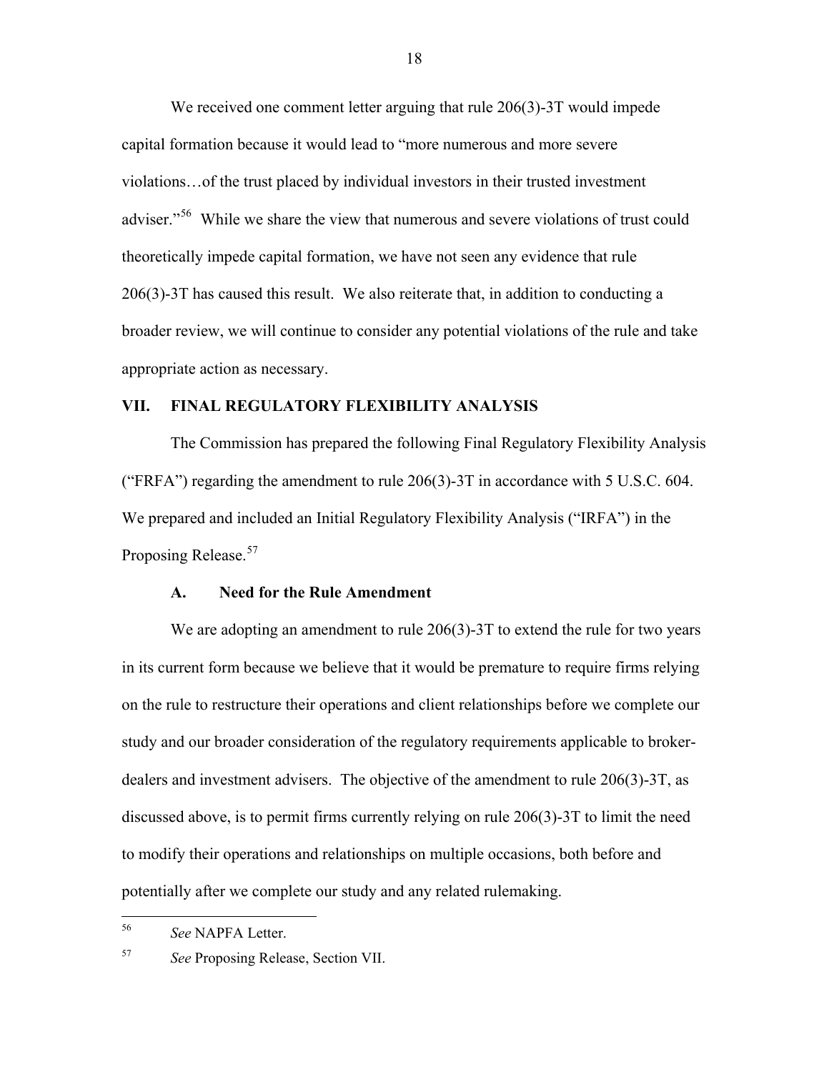We received one comment letter arguing that rule 206(3)-3T would impede capital formation because it would lead to "more numerous and more severe violations…of the trust placed by individual investors in their trusted investment adviser."[56] While we share the view that numerous and severe violations of trust could theoretically impede capital formation, we have not seen any evidence that rule 206(3)-3T has caused this result. We also reiterate that, in addition to conducting a broader review, we will continue to consider any potential violations of the rule and take appropriate action as necessary.

## VII. FINAL REGULATORY FLEXIBILITY ANALYSIS

The Commission has prepared the following Final Regulatory Flexibility Analysis ("FRFA") regarding the amendment to rule 206(3)-3T in accordance with 5 U.S.C. 604. We prepared and included an Initial Regulatory Flexibility Analysis ("IRFA") in the Proposing Release.[57]

### A. Need for the Rule Amendment

We are adopting an amendment to rule 206(3)-3T to extend the rule for two years in its current form because we believe that it would be premature to require firms relying on the rule to restructure their operations and client relationships before we complete our study and our broader consideration of the regulatory requirements applicable to broker-dealers and investment advisers. The objective of the amendment to rule 206(3)-3T, as discussed above, is to permit firms currently relying on rule 206(3)-3T to limit the need to modify their operations and relationships on multiple occasions, both before and potentially after we complete our study and any related rulemaking.

---

[56] *See* NAPFA Letter.

[57] *See* Proposing Release, Section VII.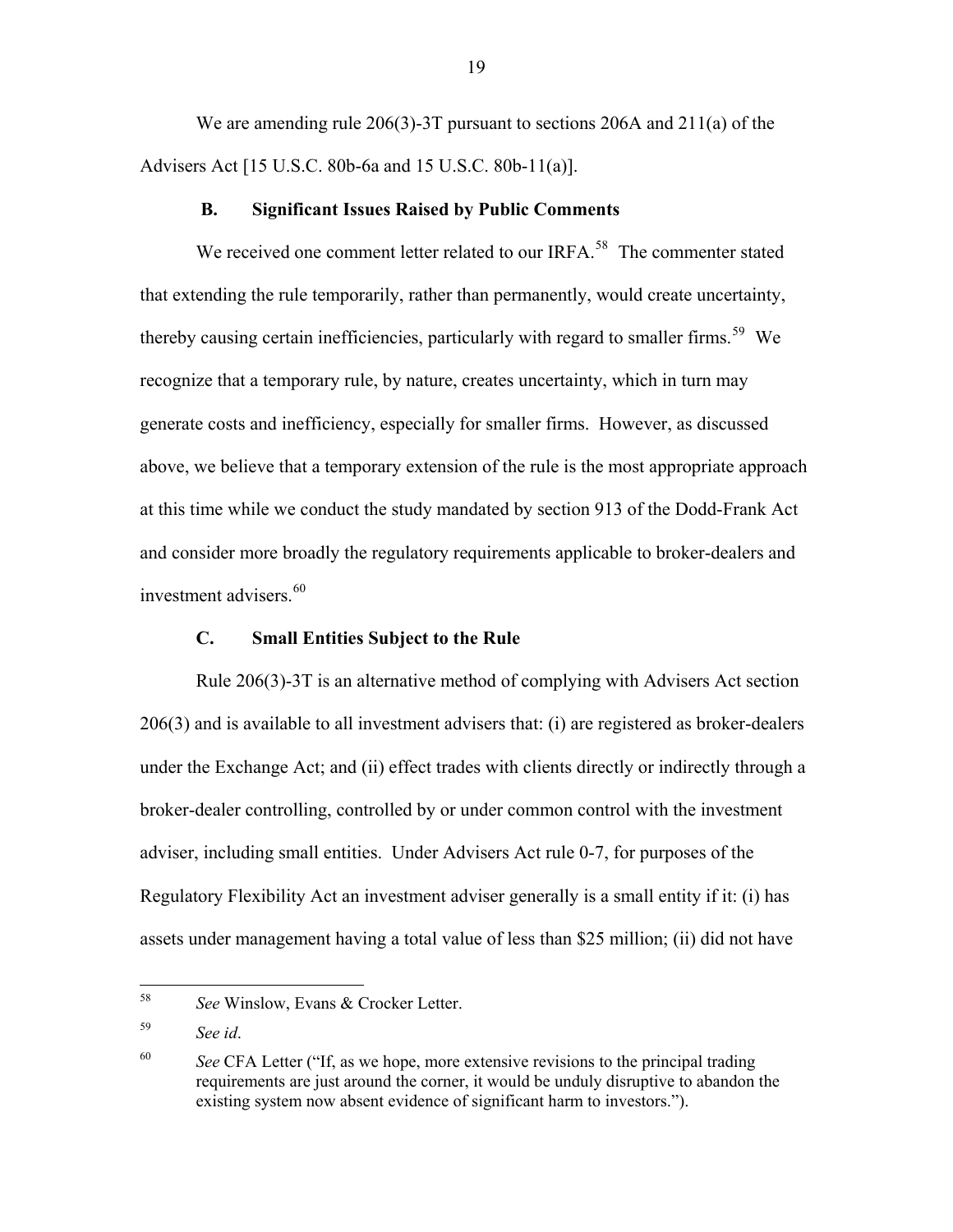We are amending rule 206(3)-3T pursuant to sections 206A and 211(a) of the Advisers Act [15 U.S.C. 80b-6a and 15 U.S.C. 80b-11(a)].

### B. Significant Issues Raised by Public Comments

We received one comment letter related to our IRFA.[58] The commenter stated that extending the rule temporarily, rather than permanently, would create uncertainty, thereby causing certain inefficiencies, particularly with regard to smaller firms.[59] We recognize that a temporary rule, by nature, creates uncertainty, which in turn may generate costs and inefficiency, especially for smaller firms. However, as discussed above, we believe that a temporary extension of the rule is the most appropriate approach at this time while we conduct the study mandated by section 913 of the Dodd-Frank Act and consider more broadly the regulatory requirements applicable to broker-dealers and investment advisers.[60]

### C. Small Entities Subject to the Rule

Rule 206(3)-3T is an alternative method of complying with Advisers Act section 206(3) and is available to all investment advisers that: (i) are registered as broker-dealers under the Exchange Act; and (ii) effect trades with clients directly or indirectly through a broker-dealer controlling, controlled by or under common control with the investment adviser, including small entities. Under Advisers Act rule 0-7, for purposes of the Regulatory Flexibility Act an investment adviser generally is a small entity if it: (i) has assets under management having a total value of less than $25 million; (ii) did not have

---

[58] *See* Winslow, Evans & Crocker Letter.

[59] *See id*.

[60] *See* CFA Letter ("If, as we hope, more extensive revisions to the principal trading requirements are just around the corner, it would be unduly disruptive to abandon the existing system now absent evidence of significant harm to investors.").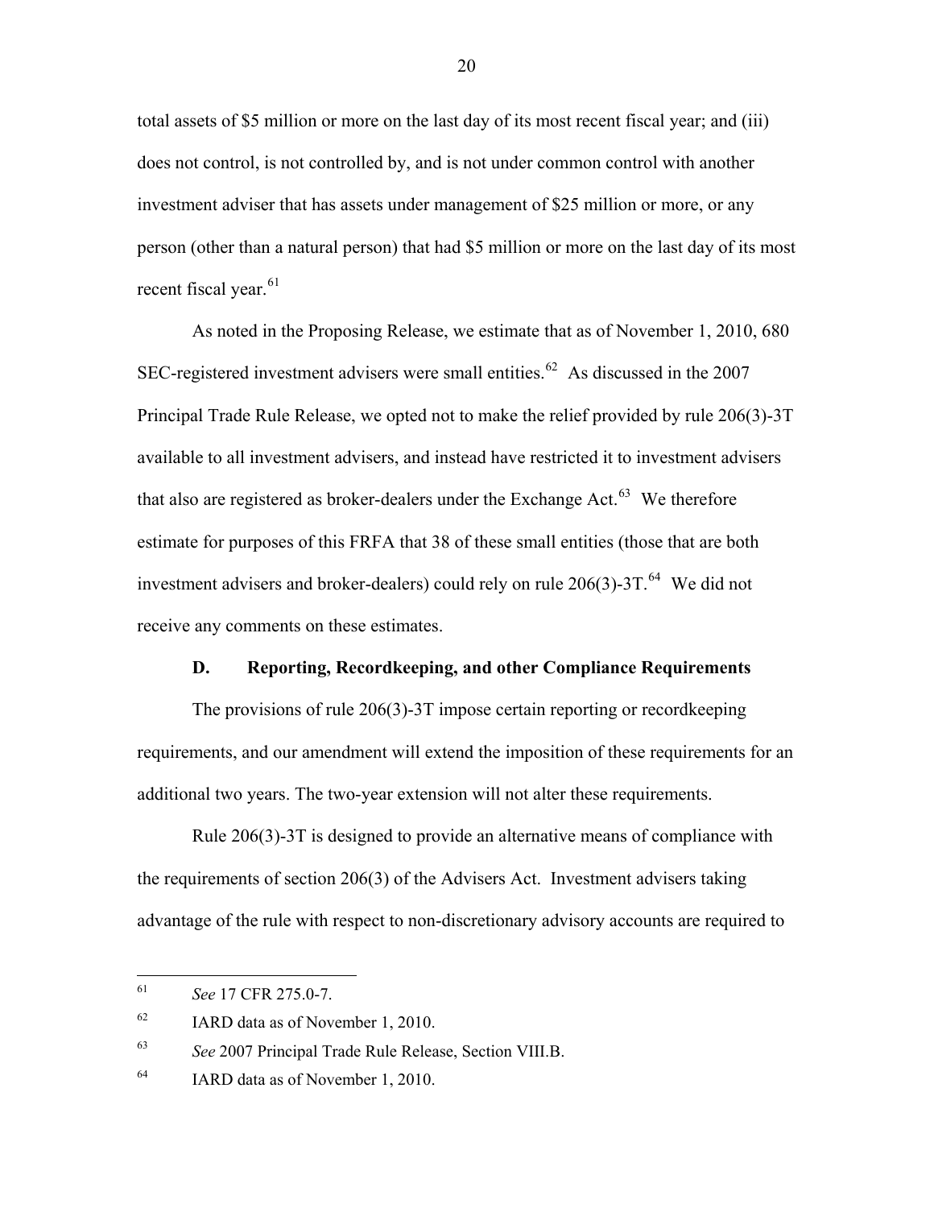total assets of $5 million or more on the last day of its most recent fiscal year; and (iii) does not control, is not controlled by, and is not under common control with another investment adviser that has assets under management of $25 million or more, or any person (other than a natural person) that had $5 million or more on the last day of its most recent fiscal year.[61]

As noted in the Proposing Release, we estimate that as of November 1, 2010, 680 SEC-registered investment advisers were small entities.[62] As discussed in the 2007 Principal Trade Rule Release, we opted not to make the relief provided by rule 206(3)-3T available to all investment advisers, and instead have restricted it to investment advisers that also are registered as broker-dealers under the Exchange Act.[63] We therefore estimate for purposes of this FRFA that 38 of these small entities (those that are both investment advisers and broker-dealers) could rely on rule 206(3)-3T.[64] We did not receive any comments on these estimates.

### D. Reporting, Recordkeeping, and other Compliance Requirements

The provisions of rule 206(3)-3T impose certain reporting or recordkeeping requirements, and our amendment will extend the imposition of these requirements for an additional two years. The two-year extension will not alter these requirements.

Rule 206(3)-3T is designed to provide an alternative means of compliance with the requirements of section 206(3) of the Advisers Act. Investment advisers taking advantage of the rule with respect to non-discretionary advisory accounts are required to

---

[61] *See* 17 CFR 275.0-7.

[62] IARD data as of November 1, 2010.

[63] *See* 2007 Principal Trade Rule Release, Section VIII.B.

[64] IARD data as of November 1, 2010.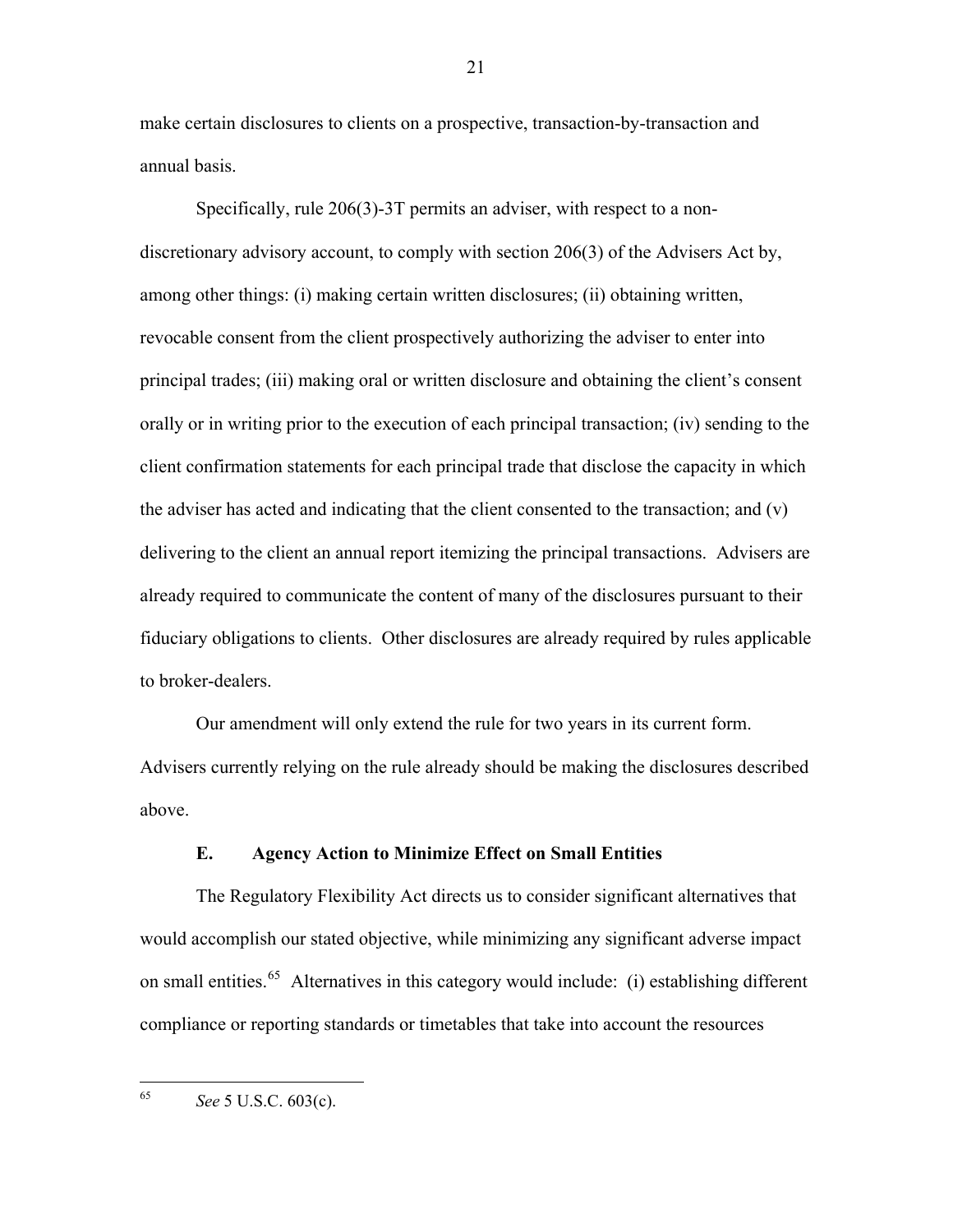make certain disclosures to clients on a prospective, transaction-by-transaction and annual basis.

Specifically, rule 206(3)-3T permits an adviser, with respect to a non-discretionary advisory account, to comply with section 206(3) of the Advisers Act by, among other things: (i) making certain written disclosures; (ii) obtaining written, revocable consent from the client prospectively authorizing the adviser to enter into principal trades; (iii) making oral or written disclosure and obtaining the client's consent orally or in writing prior to the execution of each principal transaction; (iv) sending to the client confirmation statements for each principal trade that disclose the capacity in which the adviser has acted and indicating that the client consented to the transaction; and (v) delivering to the client an annual report itemizing the principal transactions. Advisers are already required to communicate the content of many of the disclosures pursuant to their fiduciary obligations to clients. Other disclosures are already required by rules applicable to broker-dealers.

Our amendment will only extend the rule for two years in its current form. Advisers currently relying on the rule already should be making the disclosures described above.

### E. Agency Action to Minimize Effect on Small Entities

The Regulatory Flexibility Act directs us to consider significant alternatives that would accomplish our stated objective, while minimizing any significant adverse impact on small entities.[65] Alternatives in this category would include: (i) establishing different compliance or reporting standards or timetables that take into account the resources

---

[65] *See* 5 U.S.C. 603(c).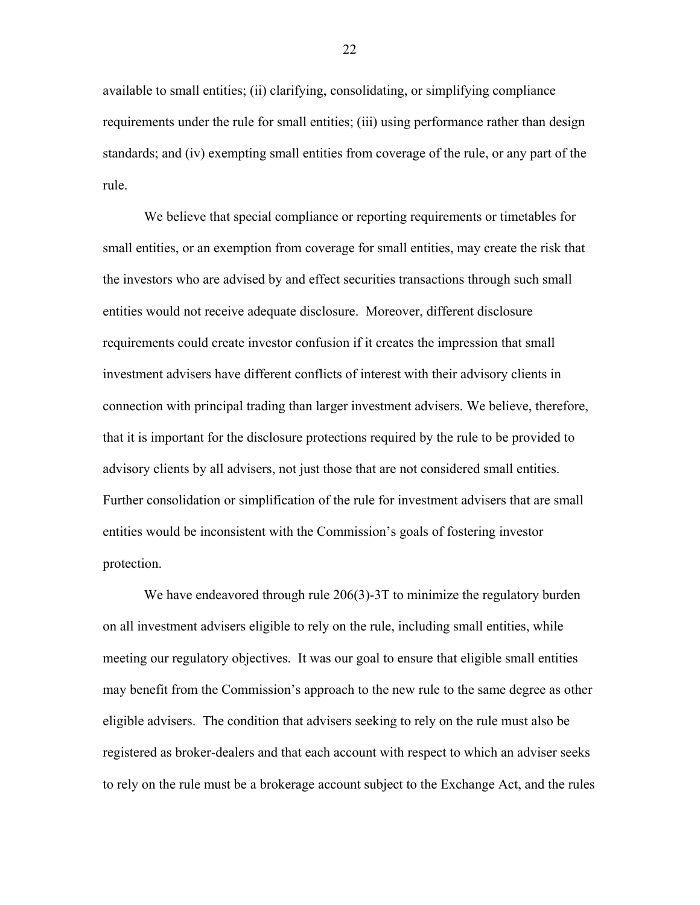available to small entities; (ii) clarifying, consolidating, or simplifying compliance requirements under the rule for small entities; (iii) using performance rather than design standards; and (iv) exempting small entities from coverage of the rule, or any part of the rule.

We believe that special compliance or reporting requirements or timetables for small entities, or an exemption from coverage for small entities, may create the risk that the investors who are advised by and effect securities transactions through such small entities would not receive adequate disclosure. Moreover, different disclosure requirements could create investor confusion if it creates the impression that small investment advisers have different conflicts of interest with their advisory clients in connection with principal trading than larger investment advisers. We believe, therefore, that it is important for the disclosure protections required by the rule to be provided to advisory clients by all advisers, not just those that are not considered small entities. Further consolidation or simplification of the rule for investment advisers that are small entities would be inconsistent with the Commission's goals of fostering investor protection.

We have endeavored through rule 206(3)-3T to minimize the regulatory burden on all investment advisers eligible to rely on the rule, including small entities, while meeting our regulatory objectives. It was our goal to ensure that eligible small entities may benefit from the Commission's approach to the new rule to the same degree as other eligible advisers. The condition that advisers seeking to rely on the rule must also be registered as broker-dealers and that each account with respect to which an adviser seeks to rely on the rule must be a brokerage account subject to the Exchange Act, and the rules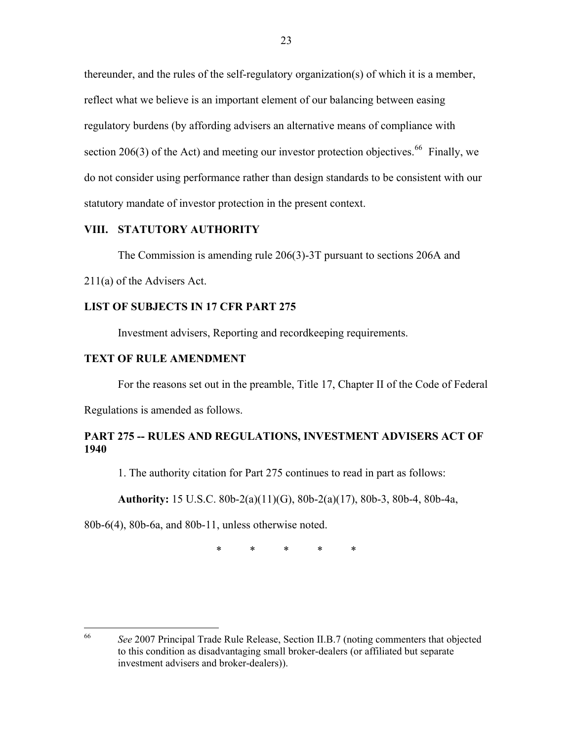thereunder, and the rules of the self-regulatory organization(s) of which it is a member, reflect what we believe is an important element of our balancing between easing regulatory burdens (by affording advisers an alternative means of compliance with section 206(3) of the Act) and meeting our investor protection objectives.[66] Finally, we do not consider using performance rather than design standards to be consistent with our statutory mandate of investor protection in the present context.

## VIII. STATUTORY AUTHORITY

The Commission is amending rule 206(3)-3T pursuant to sections 206A and 211(a) of the Advisers Act.

## LIST OF SUBJECTS IN 17 CFR PART 275

Investment advisers, Reporting and recordkeeping requirements.

## TEXT OF RULE AMENDMENT

For the reasons set out in the preamble, Title 17, Chapter II of the Code of Federal Regulations is amended as follows.

## PART 275 -- RULES AND REGULATIONS, INVESTMENT ADVISERS ACT OF 1940

1. The authority citation for Part 275 continues to read in part as follows:

**Authority:** 15 U.S.C. 80b-2(a)(11)(G), 80b-2(a)(17), 80b-3, 80b-4, 80b-4a, 80b-6(4), 80b-6a, and 80b-11, unless otherwise noted.

\* \* \* \* \*

---

[66] *See* 2007 Principal Trade Rule Release, Section II.B.7 (noting commenters that objected to this condition as disadvantaging small broker-dealers (or affiliated but separate investment advisers and broker-dealers)).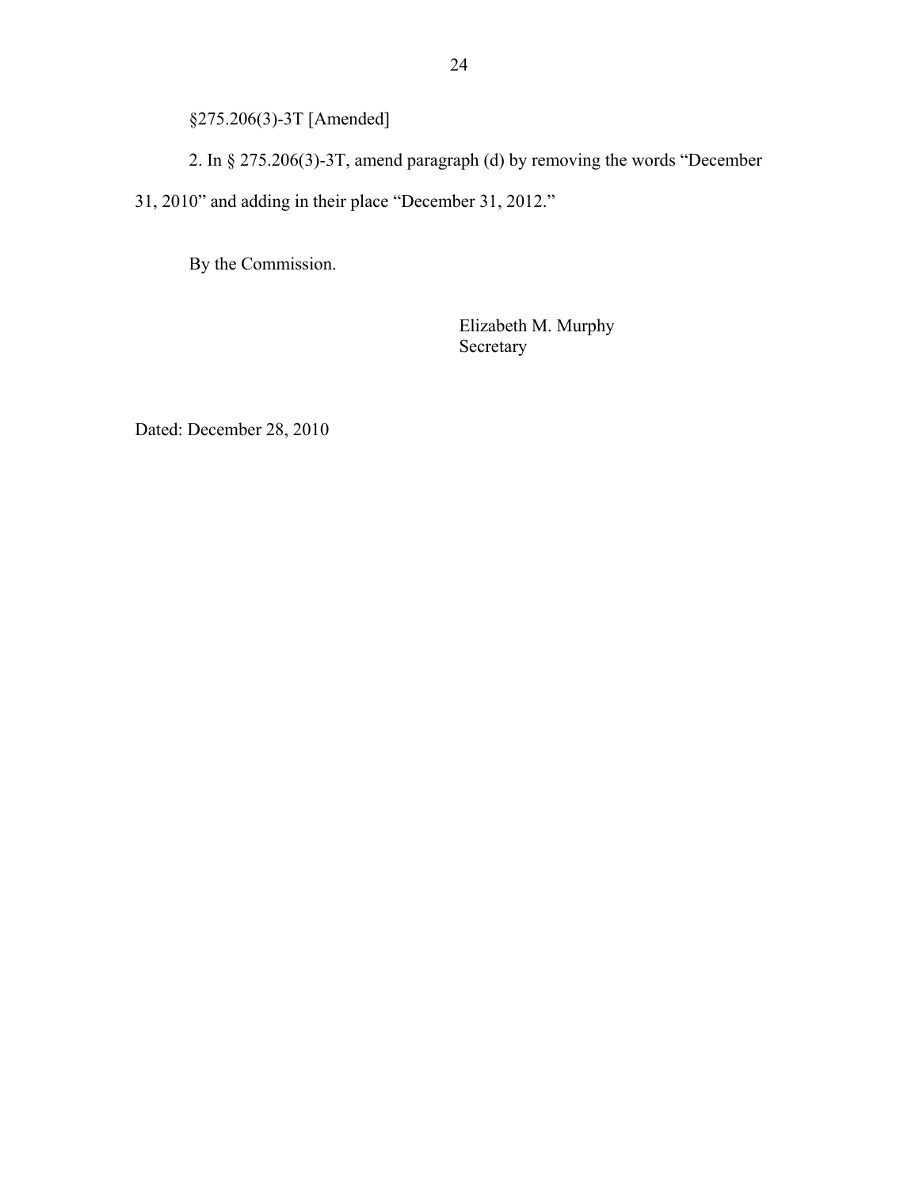§275.206(3)-3T [Amended]

2. In § 275.206(3)-3T, amend paragraph (d) by removing the words “December 31, 2010” and adding in their place “December 31, 2012.”

By the Commission.

Elizabeth M. Murphy
Secretary

Dated: December 28, 2010